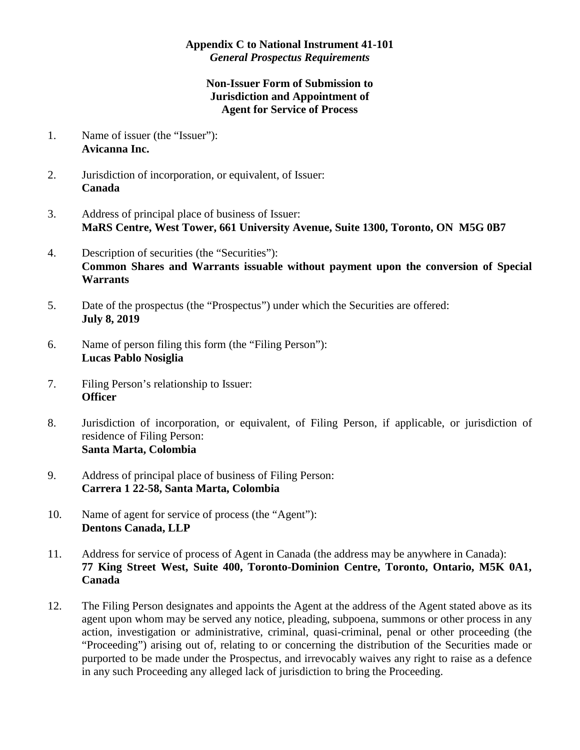**Appendix C to National Instrument 41-101**
***General Prospectus Requirements***

**Non-Issuer Form of Submission to Jurisdiction and Appointment of Agent for Service of Process**

1. Name of issuer (the "Issuer"):
   **Avicanna Inc.**

2. Jurisdiction of incorporation, or equivalent, of Issuer:
   **Canada**

3. Address of principal place of business of Issuer:
   **MaRS Centre, West Tower, 661 University Avenue, Suite 1300, Toronto, ON M5G 0B7**

4. Description of securities (the "Securities"):
   **Common Shares and Warrants issuable without payment upon the conversion of Special Warrants**

5. Date of the prospectus (the "Prospectus") under which the Securities are offered:
   **July 8, 2019**

6. Name of person filing this form (the "Filing Person"):
   **Lucas Pablo Nosiglia**

7. Filing Person's relationship to Issuer:
   **Officer**

8. Jurisdiction of incorporation, or equivalent, of Filing Person, if applicable, or jurisdiction of residence of Filing Person:
   **Santa Marta, Colombia**

9. Address of principal place of business of Filing Person:
   **Carrera 1 22-58, Santa Marta, Colombia**

10. Name of agent for service of process (the "Agent"):
    **Dentons Canada, LLP**

11. Address for service of process of Agent in Canada (the address may be anywhere in Canada):
    **77 King Street West, Suite 400, Toronto-Dominion Centre, Toronto, Ontario, M5K 0A1, Canada**

12. The Filing Person designates and appoints the Agent at the address of the Agent stated above as its agent upon whom may be served any notice, pleading, subpoena, summons or other process in any action, investigation or administrative, criminal, quasi-criminal, penal or other proceeding (the "Proceeding") arising out of, relating to or concerning the distribution of the Securities made or purported to be made under the Prospectus, and irrevocably waives any right to raise as a defence in any such Proceeding any alleged lack of jurisdiction to bring the Proceeding.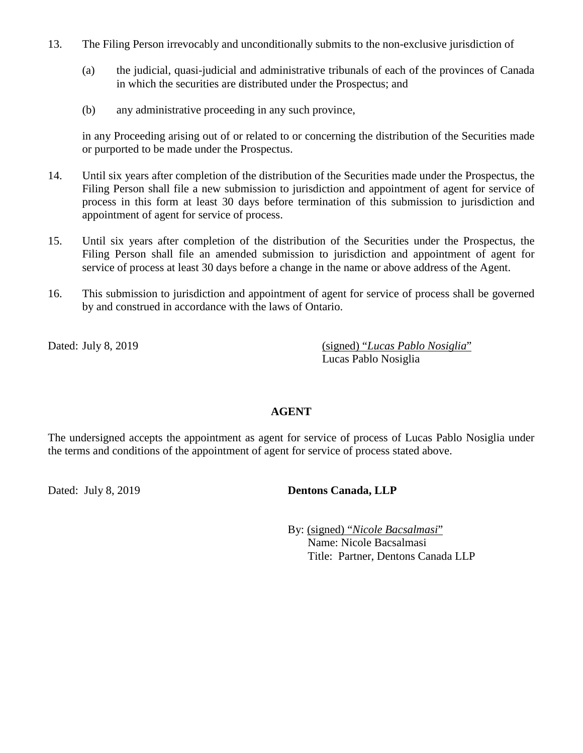13. The Filing Person irrevocably and unconditionally submits to the non-exclusive jurisdiction of

    (a) the judicial, quasi-judicial and administrative tribunals of each of the provinces of Canada in which the securities are distributed under the Prospectus; and

    (b) any administrative proceeding in any such province,

    in any Proceeding arising out of or related to or concerning the distribution of the Securities made or purported to be made under the Prospectus.

14. Until six years after completion of the distribution of the Securities made under the Prospectus, the Filing Person shall file a new submission to jurisdiction and appointment of agent for service of process in this form at least 30 days before termination of this submission to jurisdiction and appointment of agent for service of process.

15. Until six years after completion of the distribution of the Securities under the Prospectus, the Filing Person shall file an amended submission to jurisdiction and appointment of agent for service of process at least 30 days before a change in the name or above address of the Agent.

16. This submission to jurisdiction and appointment of agent for service of process shall be governed by and construed in accordance with the laws of Ontario.

Dated: July 8, 2019

(signed) "*Lucas Pablo Nosiglia*"
Lucas Pablo Nosiglia

**AGENT**

The undersigned accepts the appointment as agent for service of process of Lucas Pablo Nosiglia under the terms and conditions of the appointment of agent for service of process stated above.

Dated: July 8, 2019

**Dentons Canada, LLP**

By: (signed) "*Nicole Bacsalmasi*"
Name: Nicole Bacsalmasi
Title: Partner, Dentons Canada LLP